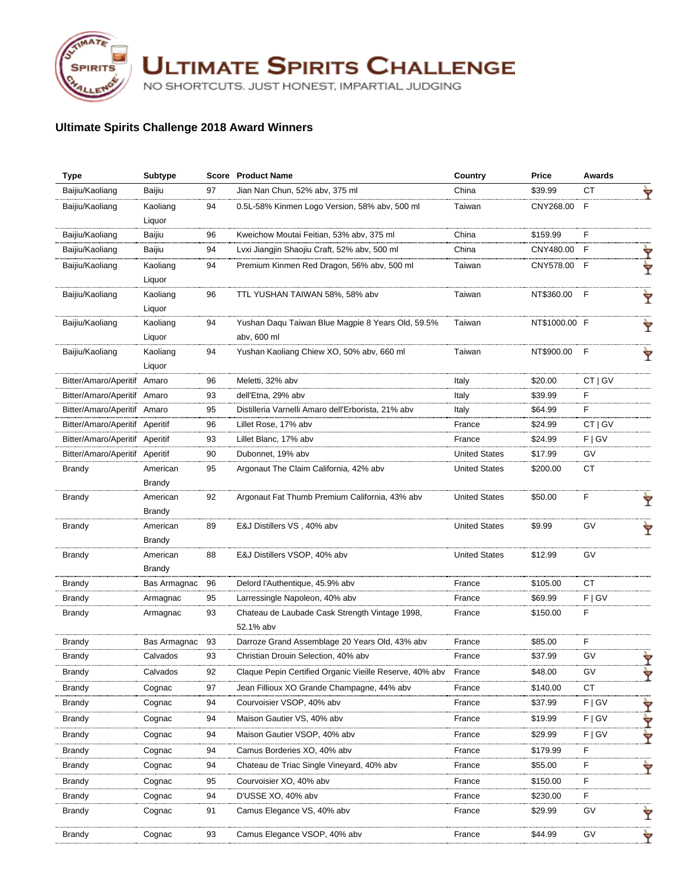# ULTIMATE SPIRITS CHALLENGE

NO SHORTCUTS. JUST HONEST, IMPARTIAL JUDGING

## Ultimate Spirits Challenge 2018 Award Winners

| Type | Subtype | Score | Product Name | Country | Price | Awards |
|---|---|---|---|---|---|---|
| Baijiu/Kaoliang | Baijiu | 97 | Jian Nan Chun, 52% abv, 375 ml | China | $39.99 | CT |
| Baijiu/Kaoliang | Kaoliang Liquor | 94 | 0.5L-58% Kinmen Logo Version, 58% abv, 500 ml | Taiwan | CNY268.00 | F |
| Baijiu/Kaoliang | Baijiu | 96 | Kweichow Moutai Feitian, 53% abv, 375 ml | China | $159.99 | F |
| Baijiu/Kaoliang | Baijiu | 94 | Lvxi Jiangjin Shaojiu Craft, 52% abv, 500 ml | China | CNY480.00 | F |
| Baijiu/Kaoliang | Kaoliang Liquor | 94 | Premium Kinmen Red Dragon, 56% abv, 500 ml | Taiwan | CNY578.00 | F |
| Baijiu/Kaoliang | Kaoliang Liquor | 96 | TTL YUSHAN TAIWAN 58%, 58% abv | Taiwan | NT$360.00 | F |
| Baijiu/Kaoliang | Kaoliang Liquor | 94 | Yushan Daqu Taiwan Blue Magpie 8 Years Old, 59.5% abv, 600 ml | Taiwan | NT$1000.00 | F |
| Baijiu/Kaoliang | Kaoliang Liquor | 94 | Yushan Kaoliang Chiew XO, 50% abv, 660 ml | Taiwan | NT$900.00 | F |
| Bitter/Amaro/Aperitif | Amaro | 96 | Meletti, 32% abv | Italy | $20.00 | CT \| GV |
| Bitter/Amaro/Aperitif | Amaro | 93 | dell'Etna, 29% abv | Italy | $39.99 | F |
| Bitter/Amaro/Aperitif | Amaro | 95 | Distilleria Varnelli Amaro dell'Erborista, 21% abv | Italy | $64.99 | F |
| Bitter/Amaro/Aperitif | Aperitif | 96 | Lillet Rose, 17% abv | France | $24.99 | CT \| GV |
| Bitter/Amaro/Aperitif | Aperitif | 93 | Lillet Blanc, 17% abv | France | $24.99 | F \| GV |
| Bitter/Amaro/Aperitif | Aperitif | 90 | Dubonnet, 19% abv | United States | $17.99 | GV |
| Brandy | American Brandy | 95 | Argonaut The Claim California, 42% abv | United States | $200.00 | CT |
| Brandy | American Brandy | 92 | Argonaut Fat Thumb Premium California, 43% abv | United States | $50.00 | F |
| Brandy | American Brandy | 89 | E&J Distillers VS , 40% abv | United States | $9.99 | GV |
| Brandy | American Brandy | 88 | E&J Distillers VSOP, 40% abv | United States | $12.99 | GV |
| Brandy | Bas Armagnac | 96 | Delord l'Authentique, 45.9% abv | France | $105.00 | CT |
| Brandy | Armagnac | 95 | Larressingle Napoleon, 40% abv | France | $69.99 | F \| GV |
| Brandy | Armagnac | 93 | Chateau de Laubade Cask Strength Vintage 1998, 52.1% abv | France | $150.00 | F |
| Brandy | Bas Armagnac | 93 | Darroze Grand Assemblage 20 Years Old, 43% abv | France | $85.00 | F |
| Brandy | Calvados | 93 | Christian Drouin Selection, 40% abv | France | $37.99 | GV |
| Brandy | Calvados | 92 | Claque Pepin Certified Organic Vieille Reserve, 40% abv | France | $48.00 | GV |
| Brandy | Cognac | 97 | Jean Fillioux XO Grande Champagne, 44% abv | France | $140.00 | CT |
| Brandy | Cognac | 94 | Courvoisier VSOP, 40% abv | France | $37.99 | F \| GV |
| Brandy | Cognac | 94 | Maison Gautier VS, 40% abv | France | $19.99 | F \| GV |
| Brandy | Cognac | 94 | Maison Gautier VSOP, 40% abv | France | $29.99 | F \| GV |
| Brandy | Cognac | 94 | Camus Borderies XO, 40% abv | France | $179.99 | F |
| Brandy | Cognac | 94 | Chateau de Triac Single Vineyard, 40% abv | France | $55.00 | F |
| Brandy | Cognac | 95 | Courvoisier XO, 40% abv | France | $150.00 | F |
| Brandy | Cognac | 94 | D'USSE XO, 40% abv | France | $230.00 | F |
| Brandy | Cognac | 91 | Camus Elegance VS, 40% abv | France | $29.99 | GV |
| Brandy | Cognac | 93 | Camus Elegance VSOP, 40% abv | France | $44.99 | GV |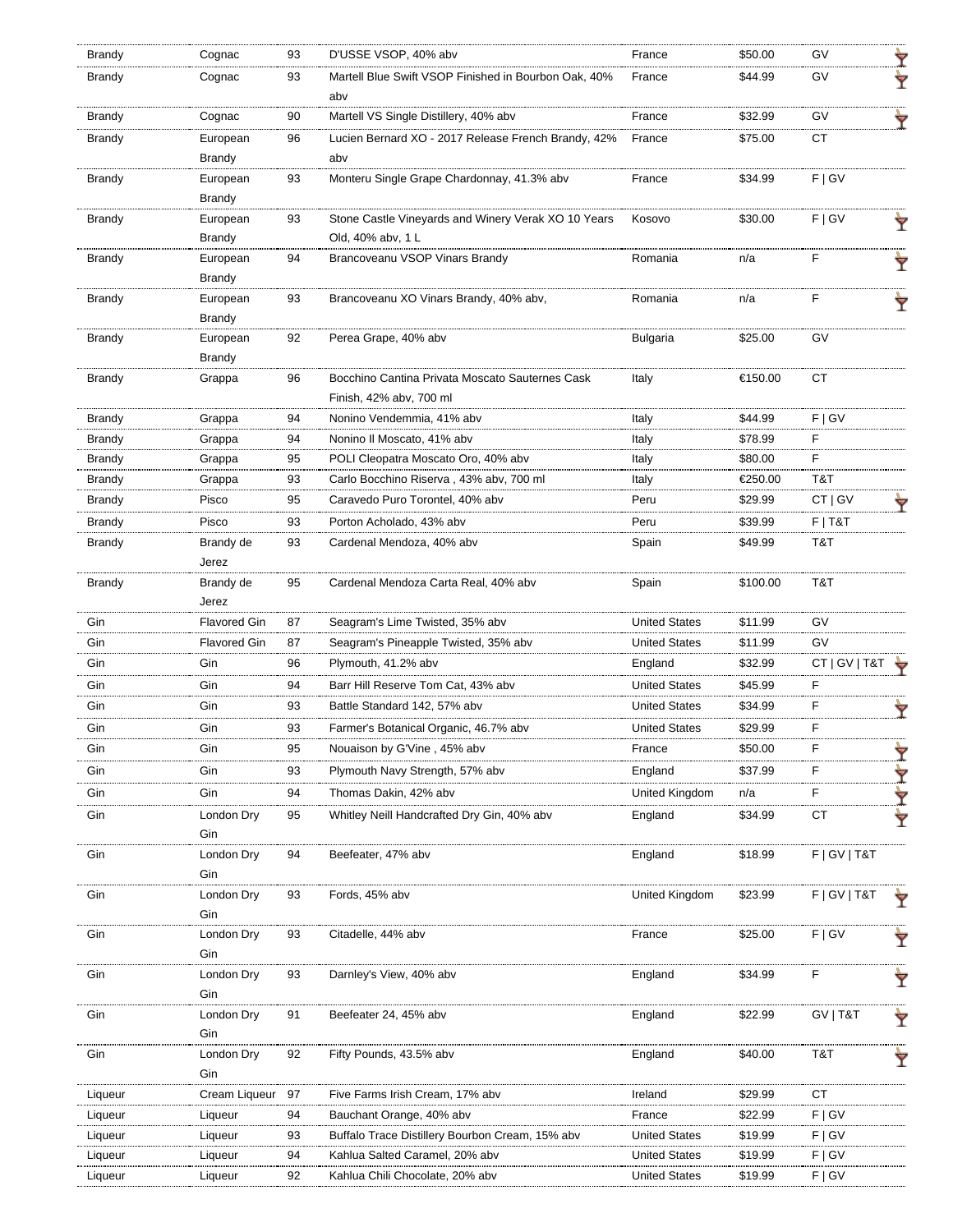| Brandy | Cognac | 93 | D'USSE VSOP, 40% abv | France | $50.00 | GV | 🍸 |
|---|---|---|---|---|---|---|---|
| Brandy | Cognac | 93 | Martell Blue Swift VSOP Finished in Bourbon Oak, 40% abv | France | $44.99 | GV | 🍸 |
| Brandy | Cognac | 90 | Martell VS Single Distillery, 40% abv | France | $32.99 | GV | 🍸 |
| Brandy | European Brandy | 96 | Lucien Bernard XO - 2017 Release French Brandy, 42% abv | France | $75.00 | CT | |
| Brandy | European Brandy | 93 | Monteru Single Grape Chardonnay, 41.3% abv | France | $34.99 | F \| GV | |
| Brandy | European Brandy | 93 | Stone Castle Vineyards and Winery Verak XO 10 Years Old, 40% abv, 1 L | Kosovo | $30.00 | F \| GV | 🍸 |
| Brandy | European Brandy | 94 | Brancoveanu VSOP Vinars Brandy | Romania | n/a | F | 🍸 |
| Brandy | European Brandy | 93 | Brancoveanu XO Vinars Brandy, 40% abv, | Romania | n/a | F | 🍸 |
| Brandy | European Brandy | 92 | Perea Grape, 40% abv | Bulgaria | $25.00 | GV | |
| Brandy | Grappa | 96 | Bocchino Cantina Privata Moscato Sauternes Cask Finish, 42% abv, 700 ml | Italy | €150.00 | CT | |
| Brandy | Grappa | 94 | Nonino Vendemmia, 41% abv | Italy | $44.99 | F \| GV | |
| Brandy | Grappa | 94 | Nonino Il Moscato, 41% abv | Italy | $78.99 | F | |
| Brandy | Grappa | 95 | POLI Cleopatra Moscato Oro, 40% abv | Italy | $80.00 | F | |
| Brandy | Grappa | 93 | Carlo Bocchino Riserva , 43% abv, 700 ml | Italy | €250.00 | T&T | |
| Brandy | Pisco | 95 | Caravedo Puro Torontel, 40% abv | Peru | $29.99 | CT \| GV | 🍸 |
| Brandy | Pisco | 93 | Porton Acholado, 43% abv | Peru | $39.99 | F \| T&T | |
| Brandy | Brandy de Jerez | 93 | Cardenal Mendoza, 40% abv | Spain | $49.99 | T&T | |
| Brandy | Brandy de Jerez | 95 | Cardenal Mendoza Carta Real, 40% abv | Spain | $100.00 | T&T | |
| Gin | Flavored Gin | 87 | Seagram's Lime Twisted, 35% abv | United States | $11.99 | GV | |
| Gin | Flavored Gin | 87 | Seagram's Pineapple Twisted, 35% abv | United States | $11.99 | GV | |
| Gin | Gin | 96 | Plymouth, 41.2% abv | England | $32.99 | CT \| GV \| T&T | 🍸 |
| Gin | Gin | 94 | Barr Hill Reserve Tom Cat, 43% abv | United States | $45.99 | F | |
| Gin | Gin | 93 | Battle Standard 142, 57% abv | United States | $34.99 | F | 🍸 |
| Gin | Gin | 93 | Farmer's Botanical Organic, 46.7% abv | United States | $29.99 | F | |
| Gin | Gin | 95 | Nouaison by G'Vine , 45% abv | France | $50.00 | F | 🍸 |
| Gin | Gin | 93 | Plymouth Navy Strength, 57% abv | England | $37.99 | F | 🍸 |
| Gin | Gin | 94 | Thomas Dakin, 42% abv | United Kingdom | n/a | F | 🍸 |
| Gin | London Dry Gin | 95 | Whitley Neill Handcrafted Dry Gin, 40% abv | England | $34.99 | CT | 🍸 |
| Gin | London Dry Gin | 94 | Beefeater, 47% abv | England | $18.99 | F \| GV \| T&T | |
| Gin | London Dry Gin | 93 | Fords, 45% abv | United Kingdom | $23.99 | F \| GV \| T&T | 🍸 |
| Gin | London Dry Gin | 93 | Citadelle, 44% abv | France | $25.00 | F \| GV | 🍸 |
| Gin | London Dry Gin | 93 | Darnley's View, 40% abv | England | $34.99 | F | 🍸 |
| Gin | London Dry Gin | 91 | Beefeater 24, 45% abv | England | $22.99 | GV \| T&T | 🍸 |
| Gin | London Dry Gin | 92 | Fifty Pounds, 43.5% abv | England | $40.00 | T&T | 🍸 |
| Liqueur | Cream Liqueur | 97 | Five Farms Irish Cream, 17% abv | Ireland | $29.99 | CT | |
| Liqueur | Liqueur | 94 | Bauchant Orange, 40% abv | France | $22.99 | F \| GV | |
| Liqueur | Liqueur | 93 | Buffalo Trace Distillery Bourbon Cream, 15% abv | United States | $19.99 | F \| GV | |
| Liqueur | Liqueur | 94 | Kahlua Salted Caramel, 20% abv | United States | $19.99 | F \| GV | |
| Liqueur | Liqueur | 92 | Kahlua Chili Chocolate, 20% abv | United States | $19.99 | F \| GV | |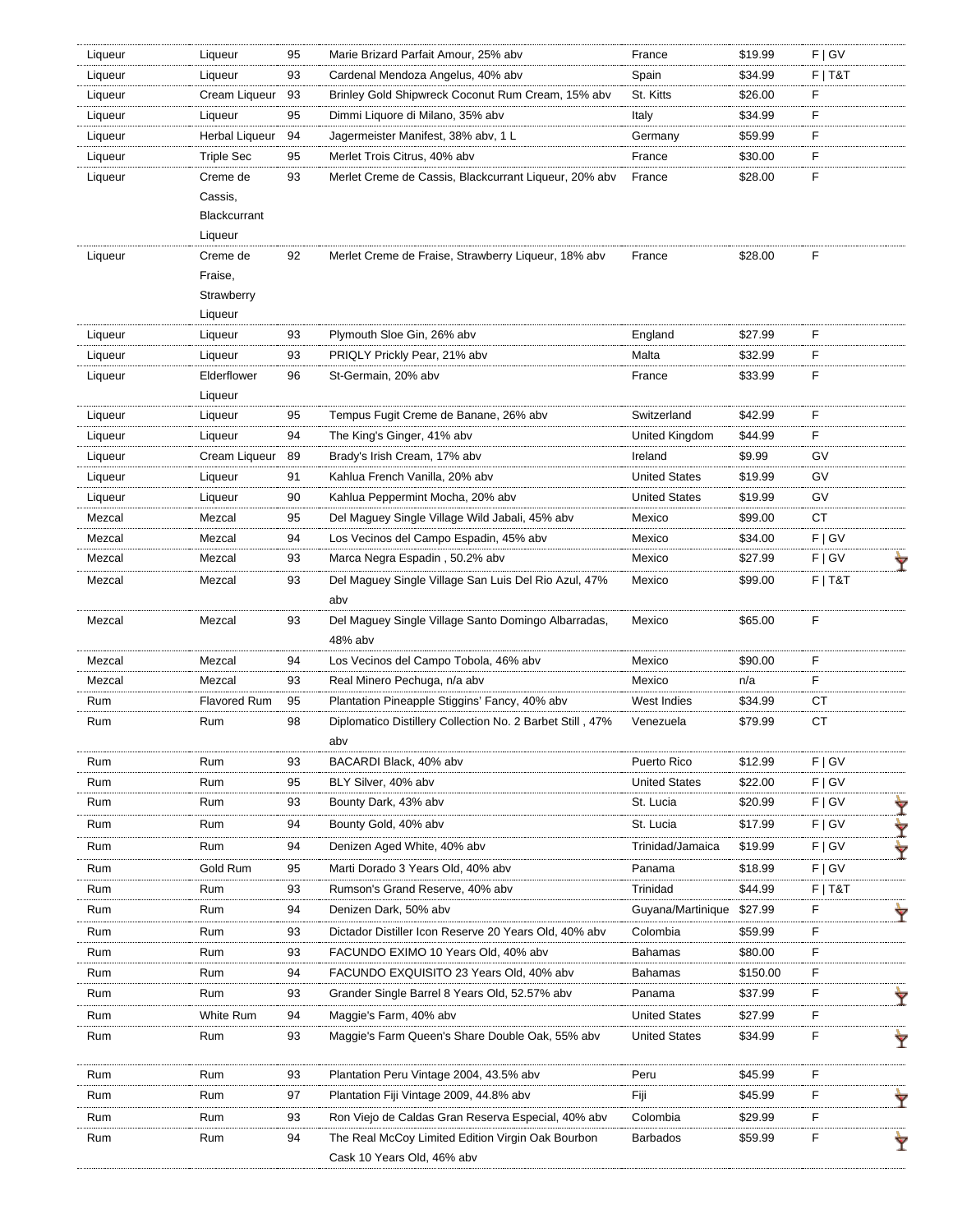| | | | | | | | |
|---|---|---|---|---|---|---|---|
| Liqueur | Liqueur | 95 | Marie Brizard Parfait Amour, 25% abv | France | $19.99 | F \| GV | |
| Liqueur | Liqueur | 93 | Cardenal Mendoza Angelus, 40% abv | Spain | $34.99 | F \| T&T | |
| Liqueur | Cream Liqueur | 93 | Brinley Gold Shipwreck Coconut Rum Cream, 15% abv | St. Kitts | $26.00 | F | |
| Liqueur | Liqueur | 95 | Dimmi Liquore di Milano, 35% abv | Italy | $34.99 | F | |
| Liqueur | Herbal Liqueur | 94 | Jagermeister Manifest, 38% abv, 1 L | Germany | $59.99 | F | |
| Liqueur | Triple Sec | 95 | Merlet Trois Citrus, 40% abv | France | $30.00 | F | |
| Liqueur | Creme de Cassis, Blackcurrant Liqueur | 93 | Merlet Creme de Cassis, Blackcurrant Liqueur, 20% abv | France | $28.00 | F | |
| Liqueur | Creme de Fraise, Strawberry Liqueur | 92 | Merlet Creme de Fraise, Strawberry Liqueur, 18% abv | France | $28.00 | F | |
| Liqueur | Liqueur | 93 | Plymouth Sloe Gin, 26% abv | England | $27.99 | F | |
| Liqueur | Liqueur | 93 | PRIQLY Prickly Pear, 21% abv | Malta | $32.99 | F | |
| Liqueur | Elderflower Liqueur | 96 | St-Germain, 20% abv | France | $33.99 | F | |
| Liqueur | Liqueur | 95 | Tempus Fugit Creme de Banane, 26% abv | Switzerland | $42.99 | F | |
| Liqueur | Liqueur | 94 | The King's Ginger, 41% abv | United Kingdom | $44.99 | F | |
| Liqueur | Cream Liqueur | 89 | Brady's Irish Cream, 17% abv | Ireland | $9.99 | GV | |
| Liqueur | Liqueur | 91 | Kahlua French Vanilla, 20% abv | United States | $19.99 | GV | |
| Liqueur | Liqueur | 90 | Kahlua Peppermint Mocha, 20% abv | United States | $19.99 | GV | |
| Mezcal | Mezcal | 95 | Del Maguey Single Village Wild Jabali, 45% abv | Mexico | $99.00 | CT | |
| Mezcal | Mezcal | 94 | Los Vecinos del Campo Espadin, 45% abv | Mexico | $34.00 | F \| GV | |
| Mezcal | Mezcal | 93 | Marca Negra Espadin , 50.2% abv | Mexico | $27.99 | F \| GV | 🍸 |
| Mezcal | Mezcal | 93 | Del Maguey Single Village San Luis Del Rio Azul, 47% abv | Mexico | $99.00 | F \| T&T | |
| Mezcal | Mezcal | 93 | Del Maguey Single Village Santo Domingo Albarradas, 48% abv | Mexico | $65.00 | F | |
| Mezcal | Mezcal | 94 | Los Vecinos del Campo Tobola, 46% abv | Mexico | $90.00 | F | |
| Mezcal | Mezcal | 93 | Real Minero Pechuga, n/a abv | Mexico | n/a | F | |
| Rum | Flavored Rum | 95 | Plantation Pineapple Stiggins' Fancy, 40% abv | West Indies | $34.99 | CT | |
| Rum | Rum | 98 | Diplomatico Distillery Collection No. 2 Barbet Still , 47% abv | Venezuela | $79.99 | CT | |
| Rum | Rum | 93 | BACARDI Black, 40% abv | Puerto Rico | $12.99 | F \| GV | |
| Rum | Rum | 95 | BLY Silver, 40% abv | United States | $22.00 | F \| GV | |
| Rum | Rum | 93 | Bounty Dark, 43% abv | St. Lucia | $20.99 | F \| GV | 🍸 |
| Rum | Rum | 94 | Bounty Gold, 40% abv | St. Lucia | $17.99 | F \| GV | 🍸 |
| Rum | Rum | 94 | Denizen Aged White, 40% abv | Trinidad/Jamaica | $19.99 | F \| GV | 🍸 |
| Rum | Gold Rum | 95 | Marti Dorado 3 Years Old, 40% abv | Panama | $18.99 | F \| GV | |
| Rum | Rum | 93 | Rumson's Grand Reserve, 40% abv | Trinidad | $44.99 | F \| T&T | |
| Rum | Rum | 94 | Denizen Dark, 50% abv | Guyana/Martinique | $27.99 | F | 🍸 |
| Rum | Rum | 93 | Dictador Distiller Icon Reserve 20 Years Old, 40% abv | Colombia | $59.99 | F | |
| Rum | Rum | 93 | FACUNDO EXIMO 10 Years Old, 40% abv | Bahamas | $80.00 | F | |
| Rum | Rum | 94 | FACUNDO EXQUISITO 23 Years Old, 40% abv | Bahamas | $150.00 | F | |
| Rum | Rum | 93 | Grander Single Barrel 8 Years Old, 52.57% abv | Panama | $37.99 | F | 🍸 |
| Rum | White Rum | 94 | Maggie's Farm, 40% abv | United States | $27.99 | F | |
| Rum | Rum | 93 | Maggie's Farm Queen's Share Double Oak, 55% abv | United States | $34.99 | F | 🍸 |
| Rum | Rum | 93 | Plantation Peru Vintage 2004, 43.5% abv | Peru | $45.99 | F | |
| Rum | Rum | 97 | Plantation Fiji Vintage 2009, 44.8% abv | Fiji | $45.99 | F | 🍸 |
| Rum | Rum | 93 | Ron Viejo de Caldas Gran Reserva Especial, 40% abv | Colombia | $29.99 | F | |
| Rum | Rum | 94 | The Real McCoy Limited Edition Virgin Oak Bourbon Cask 10 Years Old, 46% abv | Barbados | $59.99 | F | 🍸 |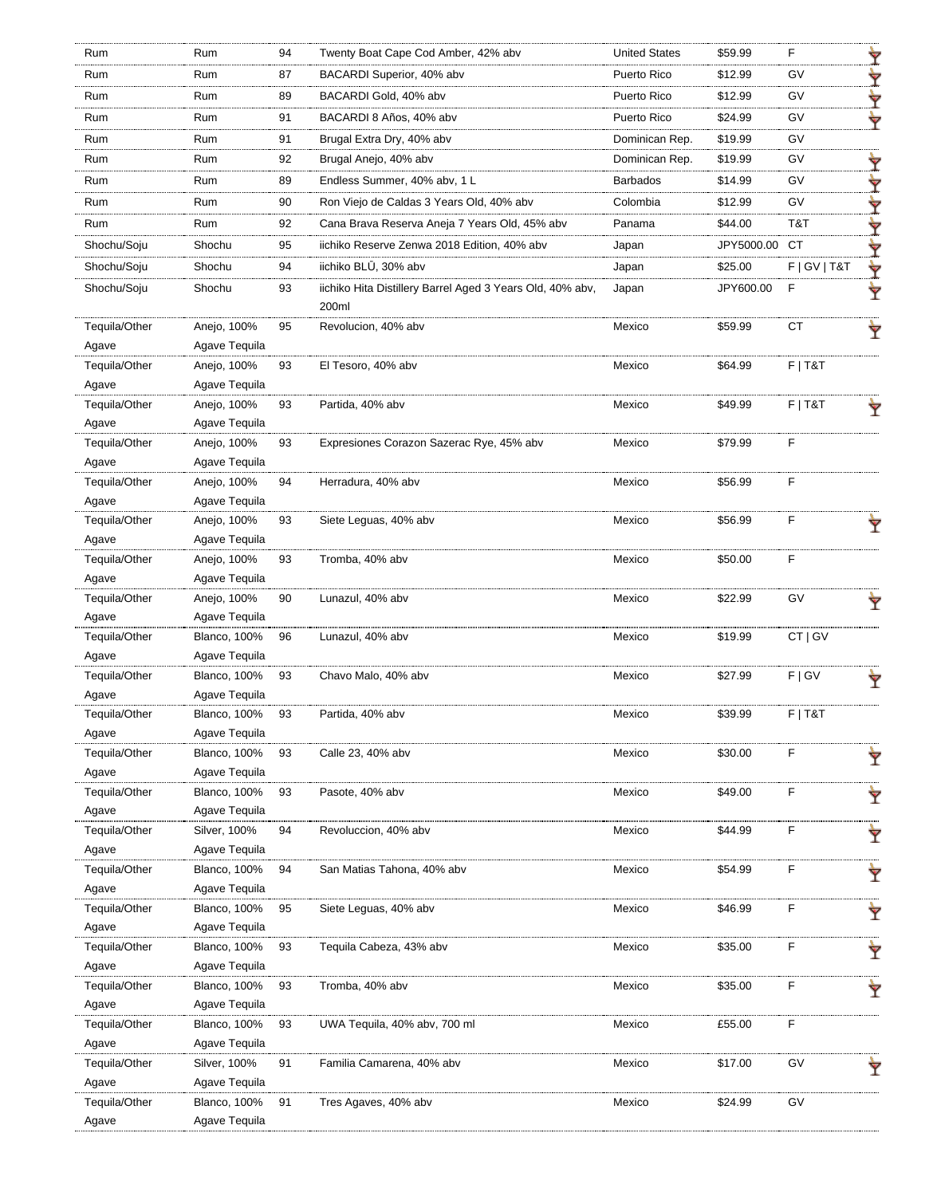| | | | | | | | |
|---|---|---|---|---|---|---|---|
| Rum | Rum | 94 | Twenty Boat Cape Cod Amber, 42% abv | United States | $59.99 | F | 🍸 |
| Rum | Rum | 87 | BACARDI Superior, 40% abv | Puerto Rico | $12.99 | GV | 🍸 |
| Rum | Rum | 89 | BACARDI Gold, 40% abv | Puerto Rico | $12.99 | GV | 🍸 |
| Rum | Rum | 91 | BACARDI 8 Años, 40% abv | Puerto Rico | $24.99 | GV | 🍸 |
| Rum | Rum | 91 | Brugal Extra Dry, 40% abv | Dominican Rep. | $19.99 | GV | |
| Rum | Rum | 92 | Brugal Anejo, 40% abv | Dominican Rep. | $19.99 | GV | 🍸 |
| Rum | Rum | 89 | Endless Summer, 40% abv, 1 L | Barbados | $14.99 | GV | 🍸 |
| Rum | Rum | 90 | Ron Viejo de Caldas 3 Years Old, 40% abv | Colombia | $12.99 | GV | 🍸 |
| Rum | Rum | 92 | Cana Brava Reserva Aneja 7 Years Old, 45% abv | Panama | $44.00 | T&T | 🍸 |
| Shochu/Soju | Shochu | 95 | iichiko Reserve Zenwa 2018 Edition, 40% abv | Japan | JPY5000.00 | CT | 🍸 |
| Shochu/Soju | Shochu | 94 | iichiko BLŪ, 30% abv | Japan | $25.00 | F \| GV \| T&T | 🍸 |
| Shochu/Soju | Shochu | 93 | iichiko Hita Distillery Barrel Aged 3 Years Old, 40% abv, 200ml | Japan | JPY600.00 | F | 🍸 |
| Tequila/Other Agave | Anejo, 100% Agave Tequila | 95 | Revolucion, 40% abv | Mexico | $59.99 | CT | 🍸 |
| Tequila/Other Agave | Anejo, 100% Agave Tequila | 93 | El Tesoro, 40% abv | Mexico | $64.99 | F \| T&T | |
| Tequila/Other Agave | Anejo, 100% Agave Tequila | 93 | Partida, 40% abv | Mexico | $49.99 | F \| T&T | 🍸 |
| Tequila/Other Agave | Anejo, 100% Agave Tequila | 93 | Expresiones Corazon Sazerac Rye, 45% abv | Mexico | $79.99 | F | |
| Tequila/Other Agave | Anejo, 100% Agave Tequila | 94 | Herradura, 40% abv | Mexico | $56.99 | F | |
| Tequila/Other Agave | Anejo, 100% Agave Tequila | 93 | Siete Leguas, 40% abv | Mexico | $56.99 | F | 🍸 |
| Tequila/Other Agave | Anejo, 100% Agave Tequila | 93 | Tromba, 40% abv | Mexico | $50.00 | F | |
| Tequila/Other Agave | Anejo, 100% Agave Tequila | 90 | Lunazul, 40% abv | Mexico | $22.99 | GV | 🍸 |
| Tequila/Other Agave | Blanco, 100% Agave Tequila | 96 | Lunazul, 40% abv | Mexico | $19.99 | CT \| GV | |
| Tequila/Other Agave | Blanco, 100% Agave Tequila | 93 | Chavo Malo, 40% abv | Mexico | $27.99 | F \| GV | 🍸 |
| Tequila/Other Agave | Blanco, 100% Agave Tequila | 93 | Partida, 40% abv | Mexico | $39.99 | F \| T&T | |
| Tequila/Other Agave | Blanco, 100% Agave Tequila | 93 | Calle 23, 40% abv | Mexico | $30.00 | F | 🍸 |
| Tequila/Other Agave | Blanco, 100% Agave Tequila | 93 | Pasote, 40% abv | Mexico | $49.00 | F | 🍸 |
| Tequila/Other Agave | Silver, 100% Agave Tequila | 94 | Revoluccion, 40% abv | Mexico | $44.99 | F | 🍸 |
| Tequila/Other Agave | Blanco, 100% Agave Tequila | 94 | San Matias Tahona, 40% abv | Mexico | $54.99 | F | 🍸 |
| Tequila/Other Agave | Blanco, 100% Agave Tequila | 95 | Siete Leguas, 40% abv | Mexico | $46.99 | F | 🍸 |
| Tequila/Other Agave | Blanco, 100% Agave Tequila | 93 | Tequila Cabeza, 43% abv | Mexico | $35.00 | F | 🍸 |
| Tequila/Other Agave | Blanco, 100% Agave Tequila | 93 | Tromba, 40% abv | Mexico | $35.00 | F | 🍸 |
| Tequila/Other Agave | Blanco, 100% Agave Tequila | 93 | UWA Tequila, 40% abv, 700 ml | Mexico | £55.00 | F | |
| Tequila/Other Agave | Silver, 100% Agave Tequila | 91 | Familia Camarena, 40% abv | Mexico | $17.00 | GV | 🍸 |
| Tequila/Other Agave | Blanco, 100% Agave Tequila | 91 | Tres Agaves, 40% abv | Mexico | $24.99 | GV | |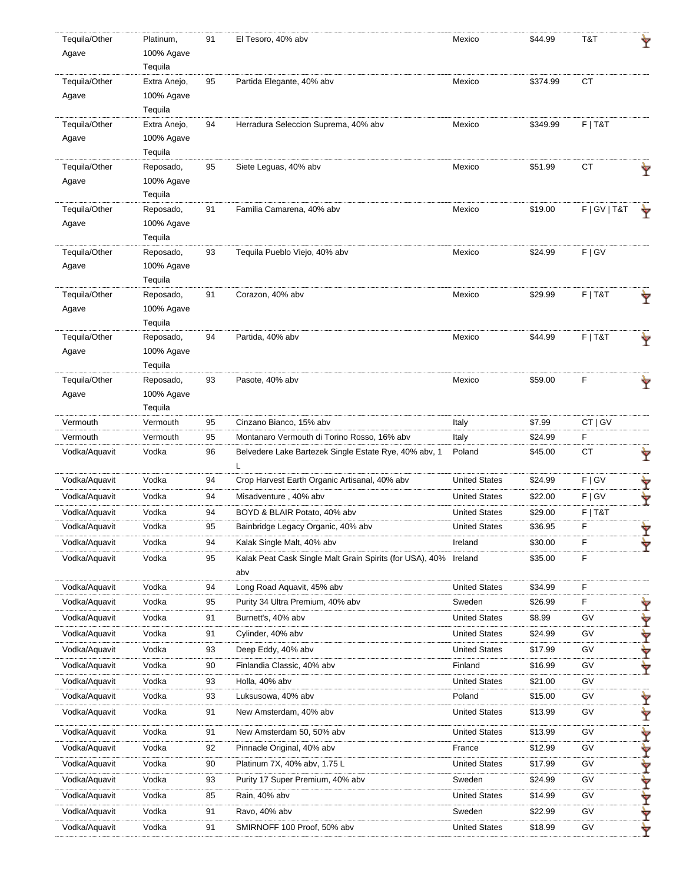| Tequila/Other Agave | Platinum, 100% Agave Tequila | 91 | El Tesoro, 40% abv | Mexico | $44.99 | T&T | 🍸 |
|---|---|---|---|---|---|---|---|
| Tequila/Other Agave | Extra Anejo, 100% Agave Tequila | 95 | Partida Elegante, 40% abv | Mexico | $374.99 | CT | |
| Tequila/Other Agave | Extra Anejo, 100% Agave Tequila | 94 | Herradura Seleccion Suprema, 40% abv | Mexico | $349.99 | F \| T&T | |
| Tequila/Other Agave | Reposado, 100% Agave Tequila | 95 | Siete Leguas, 40% abv | Mexico | $51.99 | CT | 🍸 |
| Tequila/Other Agave | Reposado, 100% Agave Tequila | 91 | Familia Camarena, 40% abv | Mexico | $19.00 | F \| GV \| T&T | 🍸 |
| Tequila/Other Agave | Reposado, 100% Agave Tequila | 93 | Tequila Pueblo Viejo, 40% abv | Mexico | $24.99 | F \| GV | |
| Tequila/Other Agave | Reposado, 100% Agave Tequila | 91 | Corazon, 40% abv | Mexico | $29.99 | F \| T&T | 🍸 |
| Tequila/Other Agave | Reposado, 100% Agave Tequila | 94 | Partida, 40% abv | Mexico | $44.99 | F \| T&T | 🍸 |
| Tequila/Other Agave | Reposado, 100% Agave Tequila | 93 | Pasote, 40% abv | Mexico | $59.00 | F | 🍸 |
| Vermouth | Vermouth | 95 | Cinzano Bianco, 15% abv | Italy | $7.99 | CT \| GV | |
| Vermouth | Vermouth | 95 | Montanaro Vermouth di Torino Rosso, 16% abv | Italy | $24.99 | F | |
| Vodka/Aquavit | Vodka | 96 | Belvedere Lake Bartezek Single Estate Rye, 40% abv, 1 L | Poland | $45.00 | CT | 🍸 |
| Vodka/Aquavit | Vodka | 94 | Crop Harvest Earth Organic Artisanal, 40% abv | United States | $24.99 | F \| GV | 🍸 |
| Vodka/Aquavit | Vodka | 94 | Misadventure , 40% abv | United States | $22.00 | F \| GV | 🍸 |
| Vodka/Aquavit | Vodka | 94 | BOYD & BLAIR Potato, 40% abv | United States | $29.00 | F \| T&T | |
| Vodka/Aquavit | Vodka | 95 | Bainbridge Legacy Organic, 40% abv | United States | $36.95 | F | 🍸 |
| Vodka/Aquavit | Vodka | 94 | Kalak Single Malt, 40% abv | Ireland | $30.00 | F | 🍸 |
| Vodka/Aquavit | Vodka | 95 | Kalak Peat Cask Single Malt Grain Spirits (for USA), 40% abv | Ireland | $35.00 | F | |
| Vodka/Aquavit | Vodka | 94 | Long Road Aquavit, 45% abv | United States | $34.99 | F | |
| Vodka/Aquavit | Vodka | 95 | Purity 34 Ultra Premium, 40% abv | Sweden | $26.99 | F | 🍸 |
| Vodka/Aquavit | Vodka | 91 | Burnett's, 40% abv | United States | $8.99 | GV | 🍸 |
| Vodka/Aquavit | Vodka | 91 | Cylinder, 40% abv | United States | $24.99 | GV | 🍸 |
| Vodka/Aquavit | Vodka | 93 | Deep Eddy, 40% abv | United States | $17.99 | GV | 🍸 |
| Vodka/Aquavit | Vodka | 90 | Finlandia Classic, 40% abv | Finland | $16.99 | GV | 🍸 |
| Vodka/Aquavit | Vodka | 93 | Holla, 40% abv | United States | $21.00 | GV | |
| Vodka/Aquavit | Vodka | 93 | Luksusowa, 40% abv | Poland | $15.00 | GV | 🍸 |
| Vodka/Aquavit | Vodka | 91 | New Amsterdam, 40% abv | United States | $13.99 | GV | 🍸 |
| Vodka/Aquavit | Vodka | 91 | New Amsterdam 50, 50% abv | United States | $13.99 | GV | 🍸 |
| Vodka/Aquavit | Vodka | 92 | Pinnacle Original, 40% abv | France | $12.99 | GV | 🍸 |
| Vodka/Aquavit | Vodka | 90 | Platinum 7X, 40% abv, 1.75 L | United States | $17.99 | GV | 🍸 |
| Vodka/Aquavit | Vodka | 93 | Purity 17 Super Premium, 40% abv | Sweden | $24.99 | GV | 🍸 |
| Vodka/Aquavit | Vodka | 85 | Rain, 40% abv | United States | $14.99 | GV | 🍸 |
| Vodka/Aquavit | Vodka | 91 | Ravo, 40% abv | Sweden | $22.99 | GV | 🍸 |
| Vodka/Aquavit | Vodka | 91 | SMIRNOFF 100 Proof, 50% abv | United States | $18.99 | GV | 🍸 |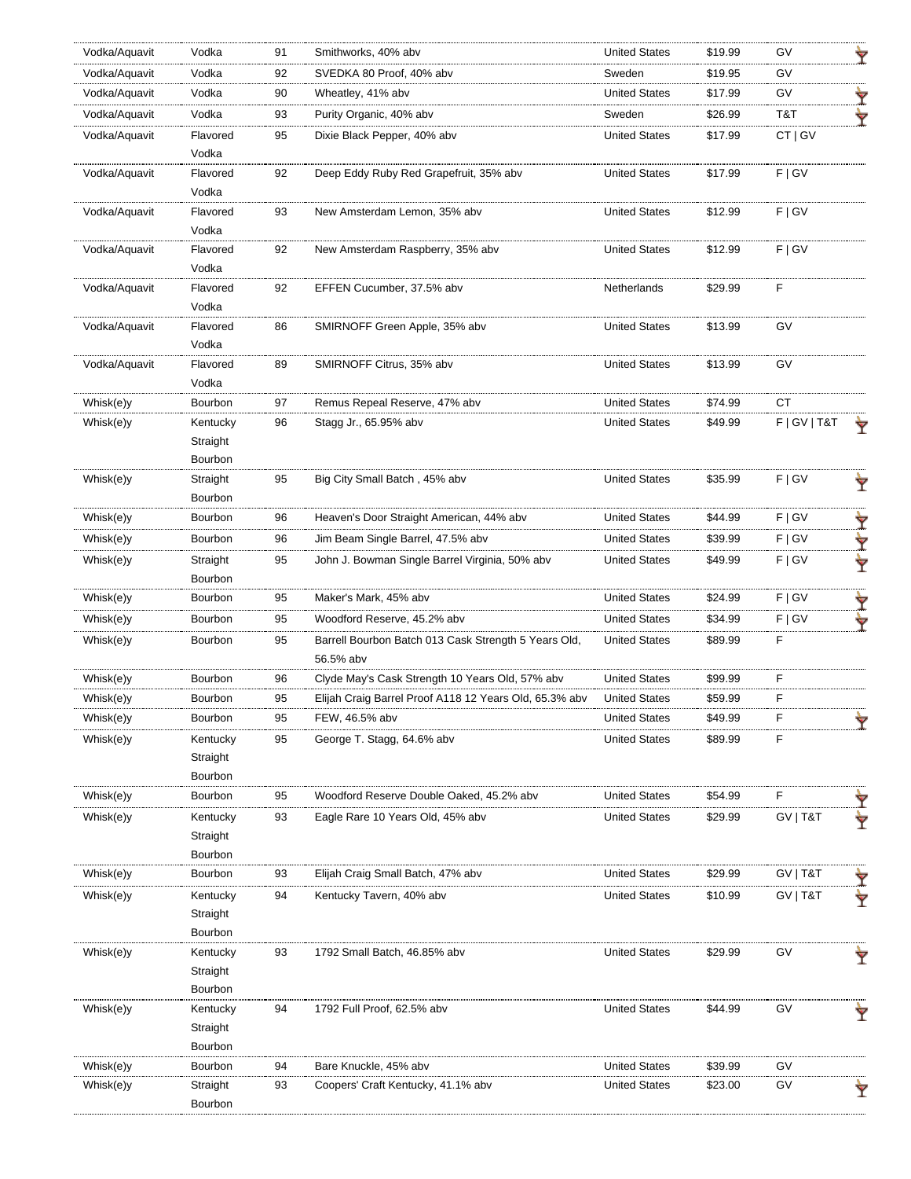| | | | | | | |
|---|---|---|---|---|---|---|
| Vodka/Aquavit | Vodka | 91 | Smithworks, 40% abv | United States | $19.99 | GV |
| Vodka/Aquavit | Vodka | 92 | SVEDKA 80 Proof, 40% abv | Sweden | $19.95 | GV |
| Vodka/Aquavit | Vodka | 90 | Wheatley, 41% abv | United States | $17.99 | GV |
| Vodka/Aquavit | Vodka | 93 | Purity Organic, 40% abv | Sweden | $26.99 | T&T |
| Vodka/Aquavit | Flavored Vodka | 95 | Dixie Black Pepper, 40% abv | United States | $17.99 | CT \| GV |
| Vodka/Aquavit | Flavored Vodka | 92 | Deep Eddy Ruby Red Grapefruit, 35% abv | United States | $17.99 | F \| GV |
| Vodka/Aquavit | Flavored Vodka | 93 | New Amsterdam Lemon, 35% abv | United States | $12.99 | F \| GV |
| Vodka/Aquavit | Flavored Vodka | 92 | New Amsterdam Raspberry, 35% abv | United States | $12.99 | F \| GV |
| Vodka/Aquavit | Flavored Vodka | 92 | EFFEN Cucumber, 37.5% abv | Netherlands | $29.99 | F |
| Vodka/Aquavit | Flavored Vodka | 86 | SMIRNOFF Green Apple, 35% abv | United States | $13.99 | GV |
| Vodka/Aquavit | Flavored Vodka | 89 | SMIRNOFF Citrus, 35% abv | United States | $13.99 | GV |
| Whisk(e)y | Bourbon | 97 | Remus Repeal Reserve, 47% abv | United States | $74.99 | CT |
| Whisk(e)y | Kentucky Straight Bourbon | 96 | Stagg Jr., 65.95% abv | United States | $49.99 | F \| GV \| T&T |
| Whisk(e)y | Straight Bourbon | 95 | Big City Small Batch , 45% abv | United States | $35.99 | F \| GV |
| Whisk(e)y | Bourbon | 96 | Heaven's Door Straight American, 44% abv | United States | $44.99 | F \| GV |
| Whisk(e)y | Bourbon | 96 | Jim Beam Single Barrel, 47.5% abv | United States | $39.99 | F \| GV |
| Whisk(e)y | Straight Bourbon | 95 | John J. Bowman Single Barrel Virginia, 50% abv | United States | $49.99 | F \| GV |
| Whisk(e)y | Bourbon | 95 | Maker's Mark, 45% abv | United States | $24.99 | F \| GV |
| Whisk(e)y | Bourbon | 95 | Woodford Reserve, 45.2% abv | United States | $34.99 | F \| GV |
| Whisk(e)y | Bourbon | 95 | Barrell Bourbon Batch 013 Cask Strength 5 Years Old, 56.5% abv | United States | $89.99 | F |
| Whisk(e)y | Bourbon | 96 | Clyde May's Cask Strength 10 Years Old, 57% abv | United States | $99.99 | F |
| Whisk(e)y | Bourbon | 95 | Elijah Craig Barrel Proof A118 12 Years Old, 65.3% abv | United States | $59.99 | F |
| Whisk(e)y | Bourbon | 95 | FEW, 46.5% abv | United States | $49.99 | F |
| Whisk(e)y | Kentucky Straight Bourbon | 95 | George T. Stagg, 64.6% abv | United States | $89.99 | F |
| Whisk(e)y | Bourbon | 95 | Woodford Reserve Double Oaked, 45.2% abv | United States | $54.99 | F |
| Whisk(e)y | Kentucky Straight Bourbon | 93 | Eagle Rare 10 Years Old, 45% abv | United States | $29.99 | GV \| T&T |
| Whisk(e)y | Bourbon | 93 | Elijah Craig Small Batch, 47% abv | United States | $29.99 | GV \| T&T |
| Whisk(e)y | Kentucky Straight Bourbon | 94 | Kentucky Tavern, 40% abv | United States | $10.99 | GV \| T&T |
| Whisk(e)y | Kentucky Straight Bourbon | 93 | 1792 Small Batch, 46.85% abv | United States | $29.99 | GV |
| Whisk(e)y | Kentucky Straight Bourbon | 94 | 1792 Full Proof, 62.5% abv | United States | $44.99 | GV |
| Whisk(e)y | Bourbon | 94 | Bare Knuckle, 45% abv | United States | $39.99 | GV |
| Whisk(e)y | Straight Bourbon | 93 | Coopers' Craft Kentucky, 41.1% abv | United States | $23.00 | GV |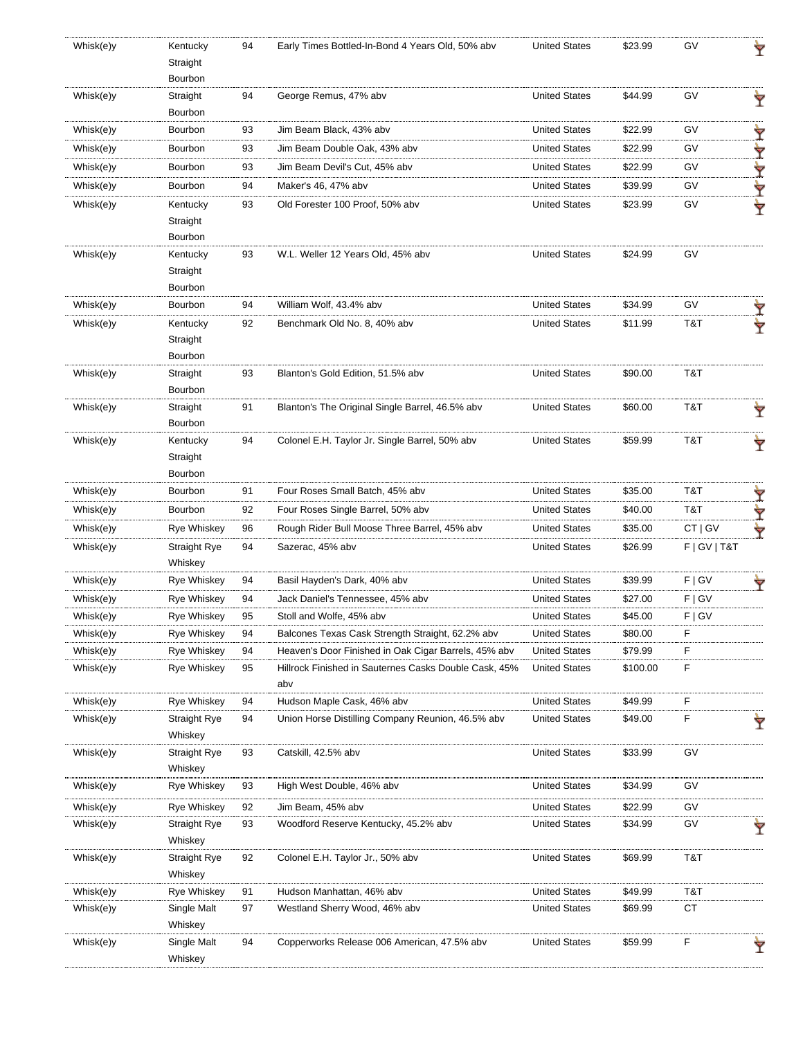| | | | | | | | |
|---|---|---|---|---|---|---|---|
| Whisk(e)y | Kentucky Straight Bourbon | 94 | Early Times Bottled-In-Bond 4 Years Old, 50% abv | United States | $23.99 | GV | |
| Whisk(e)y | Straight Bourbon | 94 | George Remus, 47% abv | United States | $44.99 | GV | |
| Whisk(e)y | Bourbon | 93 | Jim Beam Black, 43% abv | United States | $22.99 | GV | |
| Whisk(e)y | Bourbon | 93 | Jim Beam Double Oak, 43% abv | United States | $22.99 | GV | |
| Whisk(e)y | Bourbon | 93 | Jim Beam Devil's Cut, 45% abv | United States | $22.99 | GV | |
| Whisk(e)y | Bourbon | 94 | Maker's 46, 47% abv | United States | $39.99 | GV | |
| Whisk(e)y | Kentucky Straight Bourbon | 93 | Old Forester 100 Proof, 50% abv | United States | $23.99 | GV | |
| Whisk(e)y | Kentucky Straight Bourbon | 93 | W.L. Weller 12 Years Old, 45% abv | United States | $24.99 | GV | |
| Whisk(e)y | Bourbon | 94 | William Wolf, 43.4% abv | United States | $34.99 | GV | |
| Whisk(e)y | Kentucky Straight Bourbon | 92 | Benchmark Old No. 8, 40% abv | United States | $11.99 | T&T | |
| Whisk(e)y | Straight Bourbon | 93 | Blanton's Gold Edition, 51.5% abv | United States | $90.00 | T&T | |
| Whisk(e)y | Straight Bourbon | 91 | Blanton's The Original Single Barrel, 46.5% abv | United States | $60.00 | T&T | |
| Whisk(e)y | Kentucky Straight Bourbon | 94 | Colonel E.H. Taylor Jr. Single Barrel, 50% abv | United States | $59.99 | T&T | |
| Whisk(e)y | Bourbon | 91 | Four Roses Small Batch, 45% abv | United States | $35.00 | T&T | |
| Whisk(e)y | Bourbon | 92 | Four Roses Single Barrel, 50% abv | United States | $40.00 | T&T | |
| Whisk(e)y | Rye Whiskey | 96 | Rough Rider Bull Moose Three Barrel, 45% abv | United States | $35.00 | CT \| GV | |
| Whisk(e)y | Straight Rye Whiskey | 94 | Sazerac, 45% abv | United States | $26.99 | F \| GV \| T&T | |
| Whisk(e)y | Rye Whiskey | 94 | Basil Hayden's Dark, 40% abv | United States | $39.99 | F \| GV | |
| Whisk(e)y | Rye Whiskey | 94 | Jack Daniel's Tennessee, 45% abv | United States | $27.00 | F \| GV | |
| Whisk(e)y | Rye Whiskey | 95 | Stoll and Wolfe, 45% abv | United States | $45.00 | F \| GV | |
| Whisk(e)y | Rye Whiskey | 94 | Balcones Texas Cask Strength Straight, 62.2% abv | United States | $80.00 | F | |
| Whisk(e)y | Rye Whiskey | 94 | Heaven's Door Finished in Oak Cigar Barrels, 45% abv | United States | $79.99 | F | |
| Whisk(e)y | Rye Whiskey | 95 | Hillrock Finished in Sauternes Casks Double Cask, 45% abv | United States | $100.00 | F | |
| Whisk(e)y | Rye Whiskey | 94 | Hudson Maple Cask, 46% abv | United States | $49.99 | F | |
| Whisk(e)y | Straight Rye Whiskey | 94 | Union Horse Distilling Company Reunion, 46.5% abv | United States | $49.00 | F | |
| Whisk(e)y | Straight Rye Whiskey | 93 | Catskill, 42.5% abv | United States | $33.99 | GV | |
| Whisk(e)y | Rye Whiskey | 93 | High West Double, 46% abv | United States | $34.99 | GV | |
| Whisk(e)y | Rye Whiskey | 92 | Jim Beam, 45% abv | United States | $22.99 | GV | |
| Whisk(e)y | Straight Rye Whiskey | 93 | Woodford Reserve Kentucky, 45.2% abv | United States | $34.99 | GV | |
| Whisk(e)y | Straight Rye Whiskey | 92 | Colonel E.H. Taylor Jr., 50% abv | United States | $69.99 | T&T | |
| Whisk(e)y | Rye Whiskey | 91 | Hudson Manhattan, 46% abv | United States | $49.99 | T&T | |
| Whisk(e)y | Single Malt Whiskey | 97 | Westland Sherry Wood, 46% abv | United States | $69.99 | CT | |
| Whisk(e)y | Single Malt Whiskey | 94 | Copperworks Release 006 American, 47.5% abv | United States | $59.99 | F | |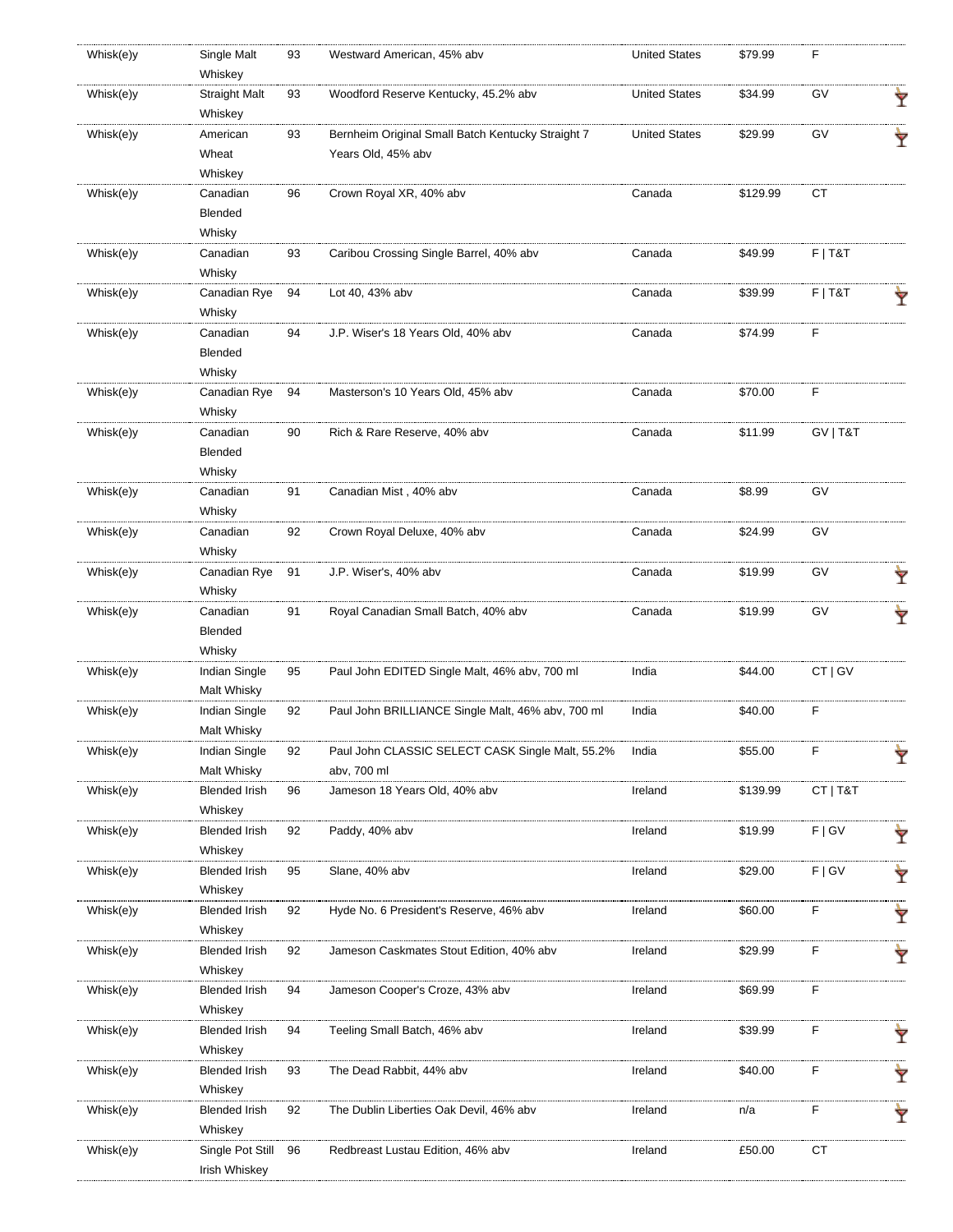| | | | | | | |
|---|---|---|---|---|---|---|
| Whisk(e)y | Single Malt Whiskey | 93 | Westward American, 45% abv | United States | $79.99 | F |
| Whisk(e)y | Straight Malt Whiskey | 93 | Woodford Reserve Kentucky, 45.2% abv | United States | $34.99 | GV |
| Whisk(e)y | American Wheat Whiskey | 93 | Bernheim Original Small Batch Kentucky Straight 7 Years Old, 45% abv | United States | $29.99 | GV |
| Whisk(e)y | Canadian Blended Whisky | 96 | Crown Royal XR, 40% abv | Canada | $129.99 | CT |
| Whisk(e)y | Canadian Whisky | 93 | Caribou Crossing Single Barrel, 40% abv | Canada | $49.99 | F \| T&T |
| Whisk(e)y | Canadian Rye Whisky | 94 | Lot 40, 43% abv | Canada | $39.99 | F \| T&T |
| Whisk(e)y | Canadian Blended Whisky | 94 | J.P. Wiser's 18 Years Old, 40% abv | Canada | $74.99 | F |
| Whisk(e)y | Canadian Rye Whisky | 94 | Masterson's 10 Years Old, 45% abv | Canada | $70.00 | F |
| Whisk(e)y | Canadian Blended Whisky | 90 | Rich & Rare Reserve, 40% abv | Canada | $11.99 | GV \| T&T |
| Whisk(e)y | Canadian Whisky | 91 | Canadian Mist , 40% abv | Canada | $8.99 | GV |
| Whisk(e)y | Canadian Whisky | 92 | Crown Royal Deluxe, 40% abv | Canada | $24.99 | GV |
| Whisk(e)y | Canadian Rye Whisky | 91 | J.P. Wiser's, 40% abv | Canada | $19.99 | GV |
| Whisk(e)y | Canadian Blended Whisky | 91 | Royal Canadian Small Batch, 40% abv | Canada | $19.99 | GV |
| Whisk(e)y | Indian Single Malt Whisky | 95 | Paul John EDITED Single Malt, 46% abv, 700 ml | India | $44.00 | CT \| GV |
| Whisk(e)y | Indian Single Malt Whisky | 92 | Paul John BRILLIANCE Single Malt, 46% abv, 700 ml | India | $40.00 | F |
| Whisk(e)y | Indian Single Malt Whisky | 92 | Paul John CLASSIC SELECT CASK Single Malt, 55.2% abv, 700 ml | India | $55.00 | F |
| Whisk(e)y | Blended Irish Whiskey | 96 | Jameson 18 Years Old, 40% abv | Ireland | $139.99 | CT \| T&T |
| Whisk(e)y | Blended Irish Whiskey | 92 | Paddy, 40% abv | Ireland | $19.99 | F \| GV |
| Whisk(e)y | Blended Irish Whiskey | 95 | Slane, 40% abv | Ireland | $29.00 | F \| GV |
| Whisk(e)y | Blended Irish Whiskey | 92 | Hyde No. 6 President's Reserve, 46% abv | Ireland | $60.00 | F |
| Whisk(e)y | Blended Irish Whiskey | 92 | Jameson Caskmates Stout Edition, 40% abv | Ireland | $29.99 | F |
| Whisk(e)y | Blended Irish Whiskey | 94 | Jameson Cooper's Croze, 43% abv | Ireland | $69.99 | F |
| Whisk(e)y | Blended Irish Whiskey | 94 | Teeling Small Batch, 46% abv | Ireland | $39.99 | F |
| Whisk(e)y | Blended Irish Whiskey | 93 | The Dead Rabbit, 44% abv | Ireland | $40.00 | F |
| Whisk(e)y | Blended Irish Whiskey | 92 | The Dublin Liberties Oak Devil, 46% abv | Ireland | n/a | F |
| Whisk(e)y | Single Pot Still Irish Whiskey | 96 | Redbreast Lustau Edition, 46% abv | Ireland | £50.00 | CT |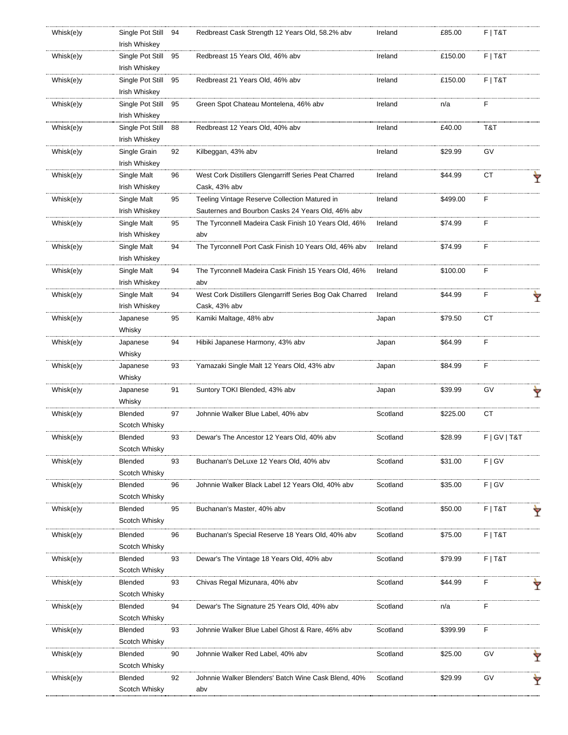| | | | | | | |
|---|---|---|---|---|---|---|
| Whisk(e)y | Single Pot Still Irish Whiskey | 94 | Redbreast Cask Strength 12 Years Old, 58.2% abv | Ireland | £85.00 | F \| T&T |
| Whisk(e)y | Single Pot Still Irish Whiskey | 95 | Redbreast 15 Years Old, 46% abv | Ireland | £150.00 | F \| T&T |
| Whisk(e)y | Single Pot Still Irish Whiskey | 95 | Redbreast 21 Years Old, 46% abv | Ireland | £150.00 | F \| T&T |
| Whisk(e)y | Single Pot Still Irish Whiskey | 95 | Green Spot Chateau Montelena, 46% abv | Ireland | n/a | F |
| Whisk(e)y | Single Pot Still Irish Whiskey | 88 | Redbreast 12 Years Old, 40% abv | Ireland | £40.00 | T&T |
| Whisk(e)y | Single Grain Irish Whiskey | 92 | Kilbeggan, 43% abv | Ireland | $29.99 | GV |
| Whisk(e)y | Single Malt Irish Whiskey | 96 | West Cork Distillers Glengarriff Series Peat Charred Cask, 43% abv | Ireland | $44.99 | CT |
| Whisk(e)y | Single Malt Irish Whiskey | 95 | Teeling Vintage Reserve Collection Matured in Sauternes and Bourbon Casks 24 Years Old, 46% abv | Ireland | $499.00 | F |
| Whisk(e)y | Single Malt Irish Whiskey | 95 | The Tyrconnell Madeira Cask Finish 10 Years Old, 46% abv | Ireland | $74.99 | F |
| Whisk(e)y | Single Malt Irish Whiskey | 94 | The Tyrconnell Port Cask Finish 10 Years Old, 46% abv | Ireland | $74.99 | F |
| Whisk(e)y | Single Malt Irish Whiskey | 94 | The Tyrconnell Madeira Cask Finish 15 Years Old, 46% abv | Ireland | $100.00 | F |
| Whisk(e)y | Single Malt Irish Whiskey | 94 | West Cork Distillers Glengarriff Series Bog Oak Charred Cask, 43% abv | Ireland | $44.99 | F |
| Whisk(e)y | Japanese Whisky | 95 | Kamiki Maltage, 48% abv | Japan | $79.50 | CT |
| Whisk(e)y | Japanese Whisky | 94 | Hibiki Japanese Harmony, 43% abv | Japan | $64.99 | F |
| Whisk(e)y | Japanese Whisky | 93 | Yamazaki Single Malt 12 Years Old, 43% abv | Japan | $84.99 | F |
| Whisk(e)y | Japanese Whisky | 91 | Suntory TOKI Blended, 43% abv | Japan | $39.99 | GV |
| Whisk(e)y | Blended Scotch Whisky | 97 | Johnnie Walker Blue Label, 40% abv | Scotland | $225.00 | CT |
| Whisk(e)y | Blended Scotch Whisky | 93 | Dewar's The Ancestor 12 Years Old, 40% abv | Scotland | $28.99 | F \| GV \| T&T |
| Whisk(e)y | Blended Scotch Whisky | 93 | Buchanan's DeLuxe 12 Years Old, 40% abv | Scotland | $31.00 | F \| GV |
| Whisk(e)y | Blended Scotch Whisky | 96 | Johnnie Walker Black Label 12 Years Old, 40% abv | Scotland | $35.00 | F \| GV |
| Whisk(e)y | Blended Scotch Whisky | 95 | Buchanan's Master, 40% abv | Scotland | $50.00 | F \| T&T |
| Whisk(e)y | Blended Scotch Whisky | 96 | Buchanan's Special Reserve 18 Years Old, 40% abv | Scotland | $75.00 | F \| T&T |
| Whisk(e)y | Blended Scotch Whisky | 93 | Dewar's The Vintage 18 Years Old, 40% abv | Scotland | $79.99 | F \| T&T |
| Whisk(e)y | Blended Scotch Whisky | 93 | Chivas Regal Mizunara, 40% abv | Scotland | $44.99 | F |
| Whisk(e)y | Blended Scotch Whisky | 94 | Dewar's The Signature 25 Years Old, 40% abv | Scotland | n/a | F |
| Whisk(e)y | Blended Scotch Whisky | 93 | Johnnie Walker Blue Label Ghost & Rare, 46% abv | Scotland | $399.99 | F |
| Whisk(e)y | Blended Scotch Whisky | 90 | Johnnie Walker Red Label, 40% abv | Scotland | $25.00 | GV |
| Whisk(e)y | Blended Scotch Whisky | 92 | Johnnie Walker Blenders' Batch Wine Cask Blend, 40% abv | Scotland | $29.99 | GV |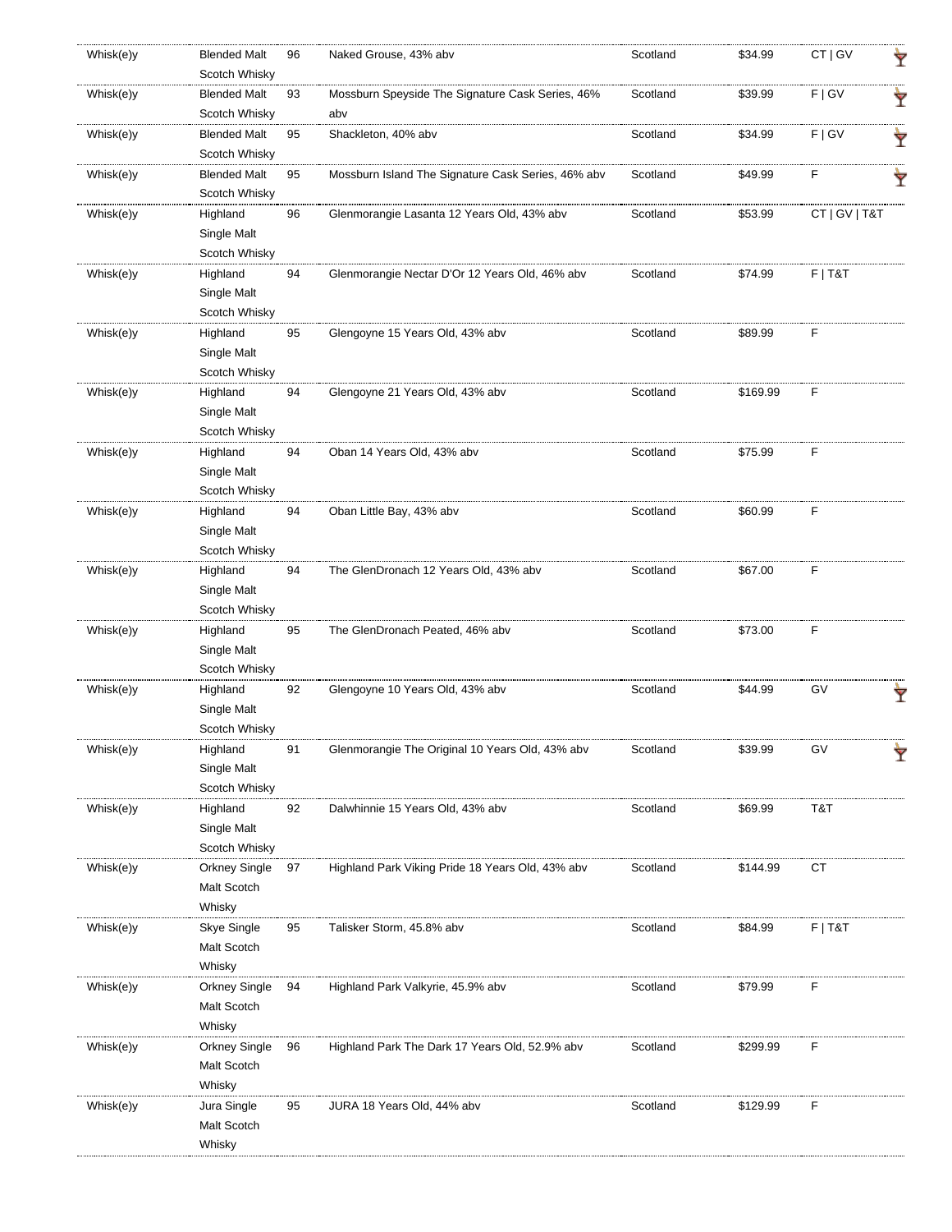| | | | | | | | |
|---|---|---|---|---|---|---|---|
| Whisk(e)y | Blended Malt Scotch Whisky | 96 | Naked Grouse, 43% abv | Scotland | $34.99 | CT \| GV | 🍸 |
| Whisk(e)y | Blended Malt Scotch Whisky | 93 | Mossburn Speyside The Signature Cask Series, 46% abv | Scotland | $39.99 | F \| GV | 🍸 |
| Whisk(e)y | Blended Malt Scotch Whisky | 95 | Shackleton, 40% abv | Scotland | $34.99 | F \| GV | 🍸 |
| Whisk(e)y | Blended Malt Scotch Whisky | 95 | Mossburn Island The Signature Cask Series, 46% abv | Scotland | $49.99 | F | 🍸 |
| Whisk(e)y | Highland Single Malt Scotch Whisky | 96 | Glenmorangie Lasanta 12 Years Old, 43% abv | Scotland | $53.99 | CT \| GV \| T&T | |
| Whisk(e)y | Highland Single Malt Scotch Whisky | 94 | Glenmorangie Nectar D'Or 12 Years Old, 46% abv | Scotland | $74.99 | F \| T&T | |
| Whisk(e)y | Highland Single Malt Scotch Whisky | 95 | Glengoyne 15 Years Old, 43% abv | Scotland | $89.99 | F | |
| Whisk(e)y | Highland Single Malt Scotch Whisky | 94 | Glengoyne 21 Years Old, 43% abv | Scotland | $169.99 | F | |
| Whisk(e)y | Highland Single Malt Scotch Whisky | 94 | Oban 14 Years Old, 43% abv | Scotland | $75.99 | F | |
| Whisk(e)y | Highland Single Malt Scotch Whisky | 94 | Oban Little Bay, 43% abv | Scotland | $60.99 | F | |
| Whisk(e)y | Highland Single Malt Scotch Whisky | 94 | The GlenDronach 12 Years Old, 43% abv | Scotland | $67.00 | F | |
| Whisk(e)y | Highland Single Malt Scotch Whisky | 95 | The GlenDronach Peated, 46% abv | Scotland | $73.00 | F | |
| Whisk(e)y | Highland Single Malt Scotch Whisky | 92 | Glengoyne 10 Years Old, 43% abv | Scotland | $44.99 | GV | 🍸 |
| Whisk(e)y | Highland Single Malt Scotch Whisky | 91 | Glenmorangie The Original 10 Years Old, 43% abv | Scotland | $39.99 | GV | 🍸 |
| Whisk(e)y | Highland Single Malt Scotch Whisky | 92 | Dalwhinnie 15 Years Old, 43% abv | Scotland | $69.99 | T&T | |
| Whisk(e)y | Orkney Single Malt Scotch Whisky | 97 | Highland Park Viking Pride 18 Years Old, 43% abv | Scotland | $144.99 | CT | |
| Whisk(e)y | Skye Single Malt Scotch Whisky | 95 | Talisker Storm, 45.8% abv | Scotland | $84.99 | F \| T&T | |
| Whisk(e)y | Orkney Single Malt Scotch Whisky | 94 | Highland Park Valkyrie, 45.9% abv | Scotland | $79.99 | F | |
| Whisk(e)y | Orkney Single Malt Scotch Whisky | 96 | Highland Park The Dark 17 Years Old, 52.9% abv | Scotland | $299.99 | F | |
| Whisk(e)y | Jura Single Malt Scotch Whisky | 95 | JURA 18 Years Old, 44% abv | Scotland | $129.99 | F | |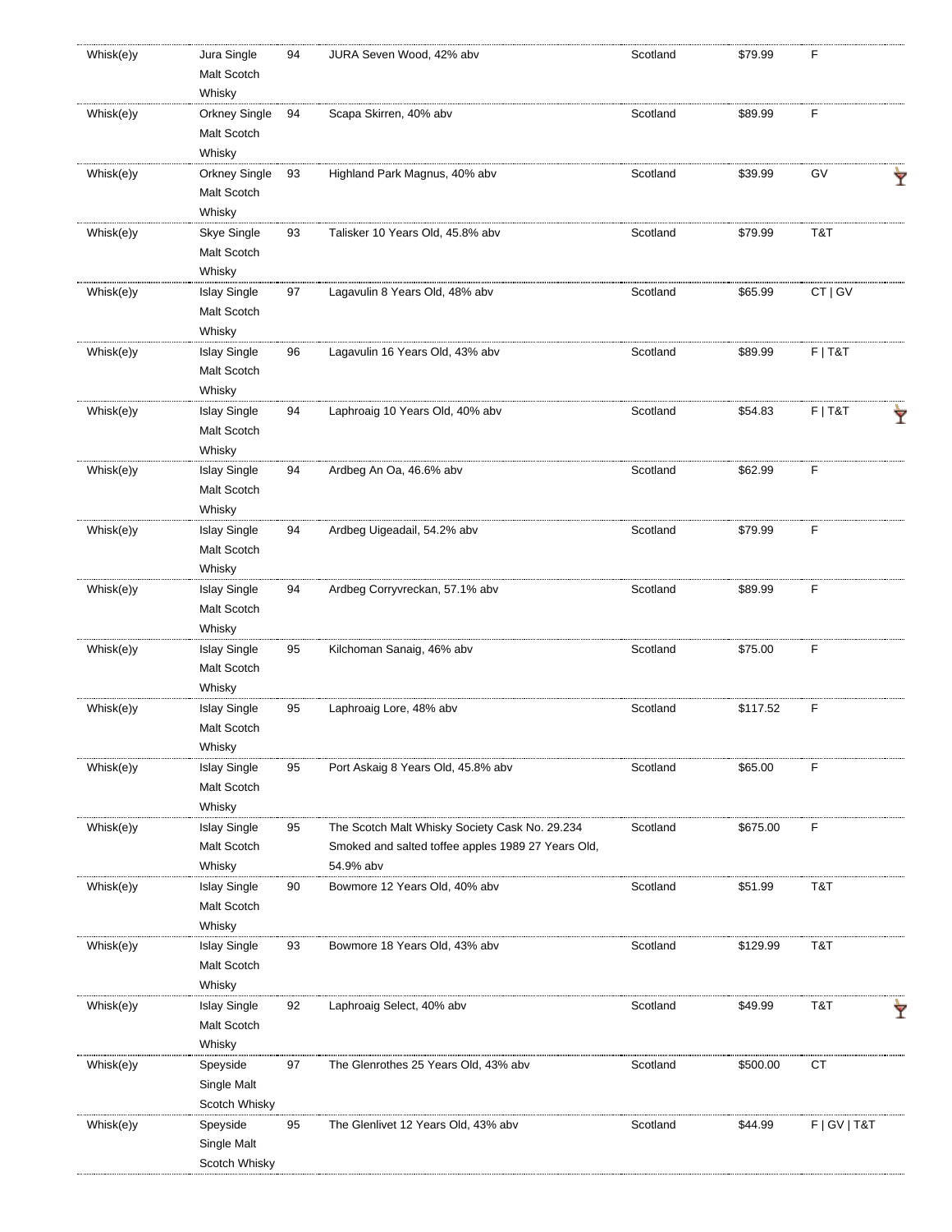| | | | | | | | |
|---|---|---|---|---|---|---|---|
| Whisk(e)y | Jura Single Malt Scotch Whisky | 94 | JURA Seven Wood, 42% abv | Scotland | $79.99 | F | |
| Whisk(e)y | Orkney Single Malt Scotch Whisky | 94 | Scapa Skirren, 40% abv | Scotland | $89.99 | F | |
| Whisk(e)y | Orkney Single Malt Scotch Whisky | 93 | Highland Park Magnus, 40% abv | Scotland | $39.99 | GV | 🍸 |
| Whisk(e)y | Skye Single Malt Scotch Whisky | 93 | Talisker 10 Years Old, 45.8% abv | Scotland | $79.99 | T&T | |
| Whisk(e)y | Islay Single Malt Scotch Whisky | 97 | Lagavulin 8 Years Old, 48% abv | Scotland | $65.99 | CT \| GV | |
| Whisk(e)y | Islay Single Malt Scotch Whisky | 96 | Lagavulin 16 Years Old, 43% abv | Scotland | $89.99 | F \| T&T | |
| Whisk(e)y | Islay Single Malt Scotch Whisky | 94 | Laphroaig 10 Years Old, 40% abv | Scotland | $54.83 | F \| T&T | 🍸 |
| Whisk(e)y | Islay Single Malt Scotch Whisky | 94 | Ardbeg An Oa, 46.6% abv | Scotland | $62.99 | F | |
| Whisk(e)y | Islay Single Malt Scotch Whisky | 94 | Ardbeg Uigeadail, 54.2% abv | Scotland | $79.99 | F | |
| Whisk(e)y | Islay Single Malt Scotch Whisky | 94 | Ardbeg Corryvreckan, 57.1% abv | Scotland | $89.99 | F | |
| Whisk(e)y | Islay Single Malt Scotch Whisky | 95 | Kilchoman Sanaig, 46% abv | Scotland | $75.00 | F | |
| Whisk(e)y | Islay Single Malt Scotch Whisky | 95 | Laphroaig Lore, 48% abv | Scotland | $117.52 | F | |
| Whisk(e)y | Islay Single Malt Scotch Whisky | 95 | Port Askaig 8 Years Old, 45.8% abv | Scotland | $65.00 | F | |
| Whisk(e)y | Islay Single Malt Scotch Whisky | 95 | The Scotch Malt Whisky Society Cask No. 29.234 Smoked and salted toffee apples 1989 27 Years Old, 54.9% abv | Scotland | $675.00 | F | |
| Whisk(e)y | Islay Single Malt Scotch Whisky | 90 | Bowmore 12 Years Old, 40% abv | Scotland | $51.99 | T&T | |
| Whisk(e)y | Islay Single Malt Scotch Whisky | 93 | Bowmore 18 Years Old, 43% abv | Scotland | $129.99 | T&T | |
| Whisk(e)y | Islay Single Malt Scotch Whisky | 92 | Laphroaig Select, 40% abv | Scotland | $49.99 | T&T | 🍸 |
| Whisk(e)y | Speyside Single Malt Scotch Whisky | 97 | The Glenrothes 25 Years Old, 43% abv | Scotland | $500.00 | CT | |
| Whisk(e)y | Speyside Single Malt Scotch Whisky | 95 | The Glenlivet 12 Years Old, 43% abv | Scotland | $44.99 | F \| GV \| T&T | |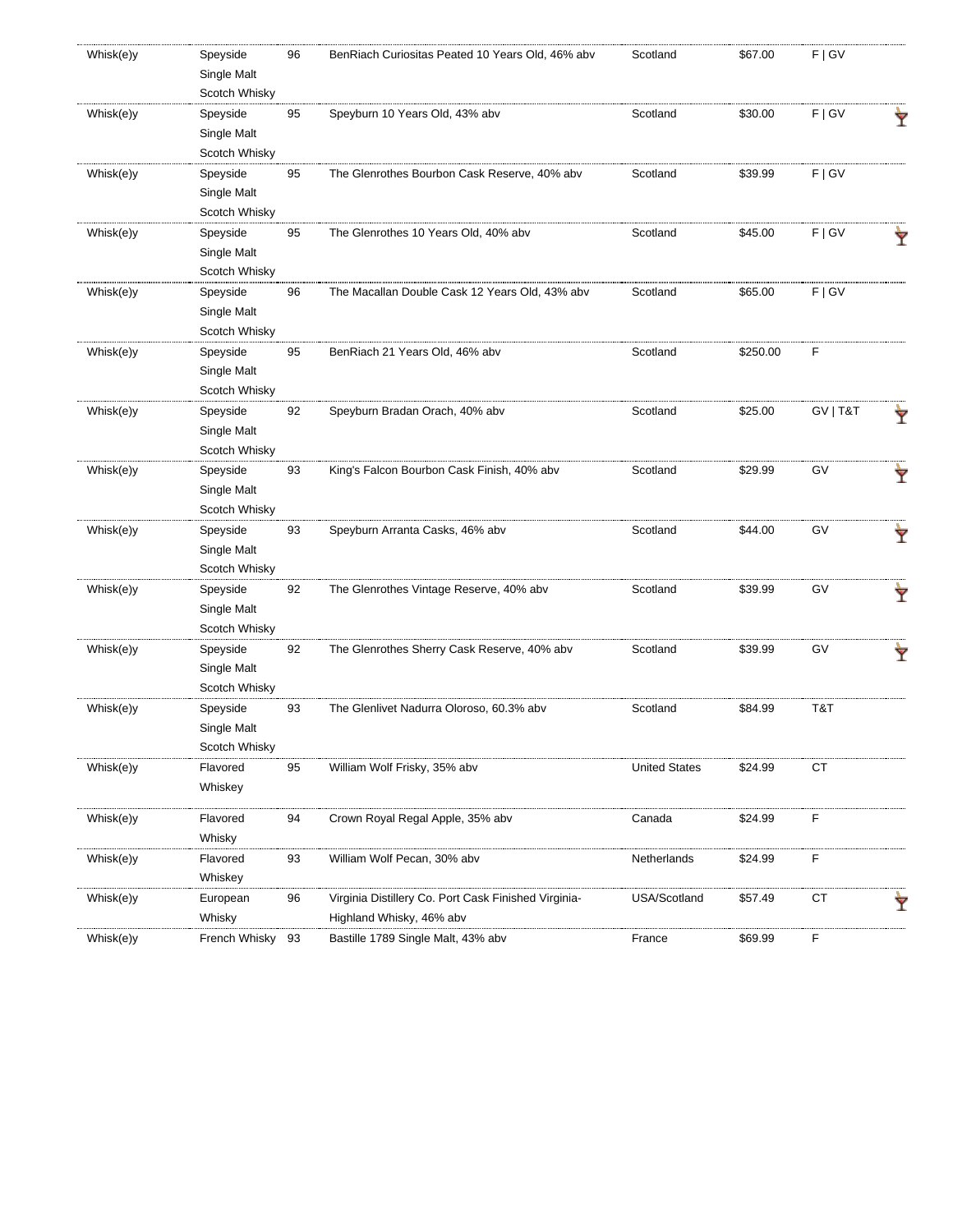| | | | | | | | |
|---|---|---|---|---|---|---|---|
| Whisk(e)y | Speyside Single Malt Scotch Whisky | 96 | BenRiach Curiositas Peated 10 Years Old, 46% abv | Scotland | $67.00 | F \| GV | |
| Whisk(e)y | Speyside Single Malt Scotch Whisky | 95 | Speyburn 10 Years Old, 43% abv | Scotland | $30.00 | F \| GV | |
| Whisk(e)y | Speyside Single Malt Scotch Whisky | 95 | The Glenrothes Bourbon Cask Reserve, 40% abv | Scotland | $39.99 | F \| GV | |
| Whisk(e)y | Speyside Single Malt Scotch Whisky | 95 | The Glenrothes 10 Years Old, 40% abv | Scotland | $45.00 | F \| GV | |
| Whisk(e)y | Speyside Single Malt Scotch Whisky | 96 | The Macallan Double Cask 12 Years Old, 43% abv | Scotland | $65.00 | F \| GV | |
| Whisk(e)y | Speyside Single Malt Scotch Whisky | 95 | BenRiach 21 Years Old, 46% abv | Scotland | $250.00 | F | |
| Whisk(e)y | Speyside Single Malt Scotch Whisky | 92 | Speyburn Bradan Orach, 40% abv | Scotland | $25.00 | GV \| T&T | |
| Whisk(e)y | Speyside Single Malt Scotch Whisky | 93 | King's Falcon Bourbon Cask Finish, 40% abv | Scotland | $29.99 | GV | |
| Whisk(e)y | Speyside Single Malt Scotch Whisky | 93 | Speyburn Arranta Casks, 46% abv | Scotland | $44.00 | GV | |
| Whisk(e)y | Speyside Single Malt Scotch Whisky | 92 | The Glenrothes Vintage Reserve, 40% abv | Scotland | $39.99 | GV | |
| Whisk(e)y | Speyside Single Malt Scotch Whisky | 92 | The Glenrothes Sherry Cask Reserve, 40% abv | Scotland | $39.99 | GV | |
| Whisk(e)y | Speyside Single Malt Scotch Whisky | 93 | The Glenlivet Nadurra Oloroso, 60.3% abv | Scotland | $84.99 | T&T | |
| Whisk(e)y | Flavored Whiskey | 95 | William Wolf Frisky, 35% abv | United States | $24.99 | CT | |
| Whisk(e)y | Flavored Whisky | 94 | Crown Royal Regal Apple, 35% abv | Canada | $24.99 | F | |
| Whisk(e)y | Flavored Whiskey | 93 | William Wolf Pecan, 30% abv | Netherlands | $24.99 | F | |
| Whisk(e)y | European Whisky | 96 | Virginia Distillery Co. Port Cask Finished Virginia-Highland Whisky, 46% abv | USA/Scotland | $57.49 | CT | |
| Whisk(e)y | French Whisky | 93 | Bastille 1789 Single Malt, 43% abv | France | $69.99 | F | |